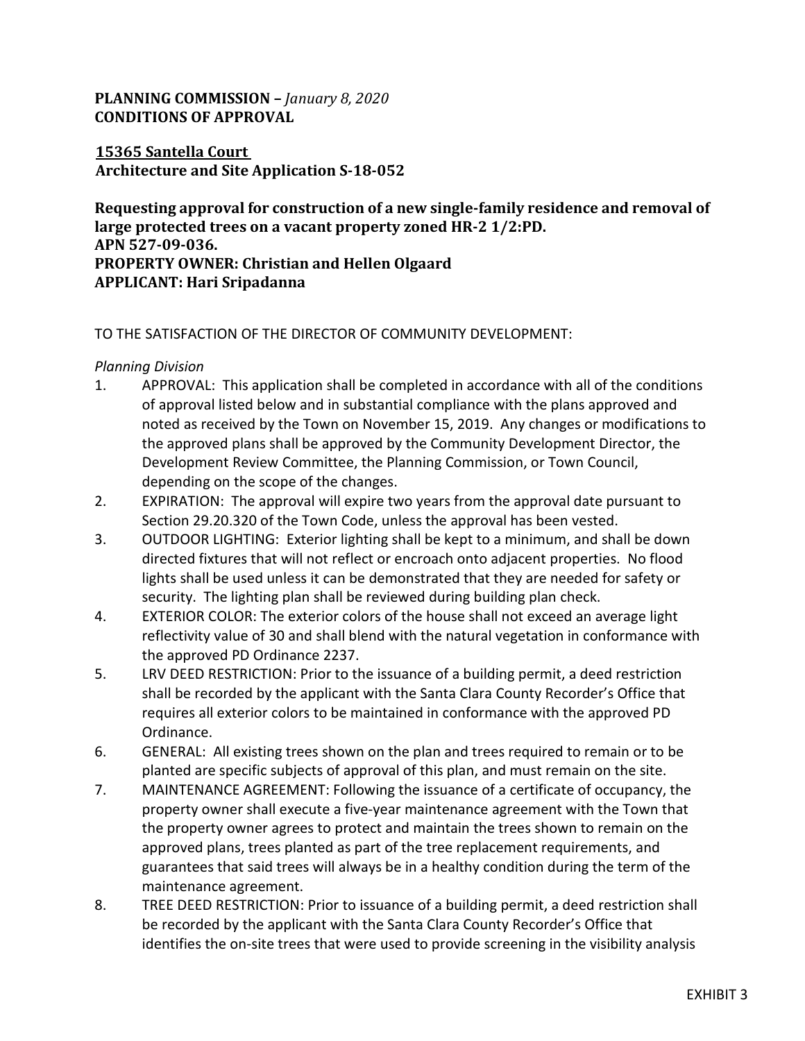**PLANNING COMMISSION –** ***January 8, 2020***
**CONDITIONS OF APPROVAL**

**15365 Santella Court**
**Architecture and Site Application S-18-052**

**Requesting approval for construction of a new single-family residence and removal of large protected trees on a vacant property zoned HR-2 1/2:PD.**
**APN 527-09-036.**
**PROPERTY OWNER: Christian and Hellen Olgaard**
**APPLICANT: Hari Sripadanna**

TO THE SATISFACTION OF THE DIRECTOR OF COMMUNITY DEVELOPMENT:

*Planning Division*

1. APPROVAL: This application shall be completed in accordance with all of the conditions of approval listed below and in substantial compliance with the plans approved and noted as received by the Town on November 15, 2019. Any changes or modifications to the approved plans shall be approved by the Community Development Director, the Development Review Committee, the Planning Commission, or Town Council, depending on the scope of the changes.
2. EXPIRATION: The approval will expire two years from the approval date pursuant to Section 29.20.320 of the Town Code, unless the approval has been vested.
3. OUTDOOR LIGHTING: Exterior lighting shall be kept to a minimum, and shall be down directed fixtures that will not reflect or encroach onto adjacent properties. No flood lights shall be used unless it can be demonstrated that they are needed for safety or security. The lighting plan shall be reviewed during building plan check.
4. EXTERIOR COLOR: The exterior colors of the house shall not exceed an average light reflectivity value of 30 and shall blend with the natural vegetation in conformance with the approved PD Ordinance 2237.
5. LRV DEED RESTRICTION: Prior to the issuance of a building permit, a deed restriction shall be recorded by the applicant with the Santa Clara County Recorder's Office that requires all exterior colors to be maintained in conformance with the approved PD Ordinance.
6. GENERAL: All existing trees shown on the plan and trees required to remain or to be planted are specific subjects of approval of this plan, and must remain on the site.
7. MAINTENANCE AGREEMENT: Following the issuance of a certificate of occupancy, the property owner shall execute a five-year maintenance agreement with the Town that the property owner agrees to protect and maintain the trees shown to remain on the approved plans, trees planted as part of the tree replacement requirements, and guarantees that said trees will always be in a healthy condition during the term of the maintenance agreement.
8. TREE DEED RESTRICTION: Prior to issuance of a building permit, a deed restriction shall be recorded by the applicant with the Santa Clara County Recorder's Office that identifies the on-site trees that were used to provide screening in the visibility analysis

EXHIBIT 3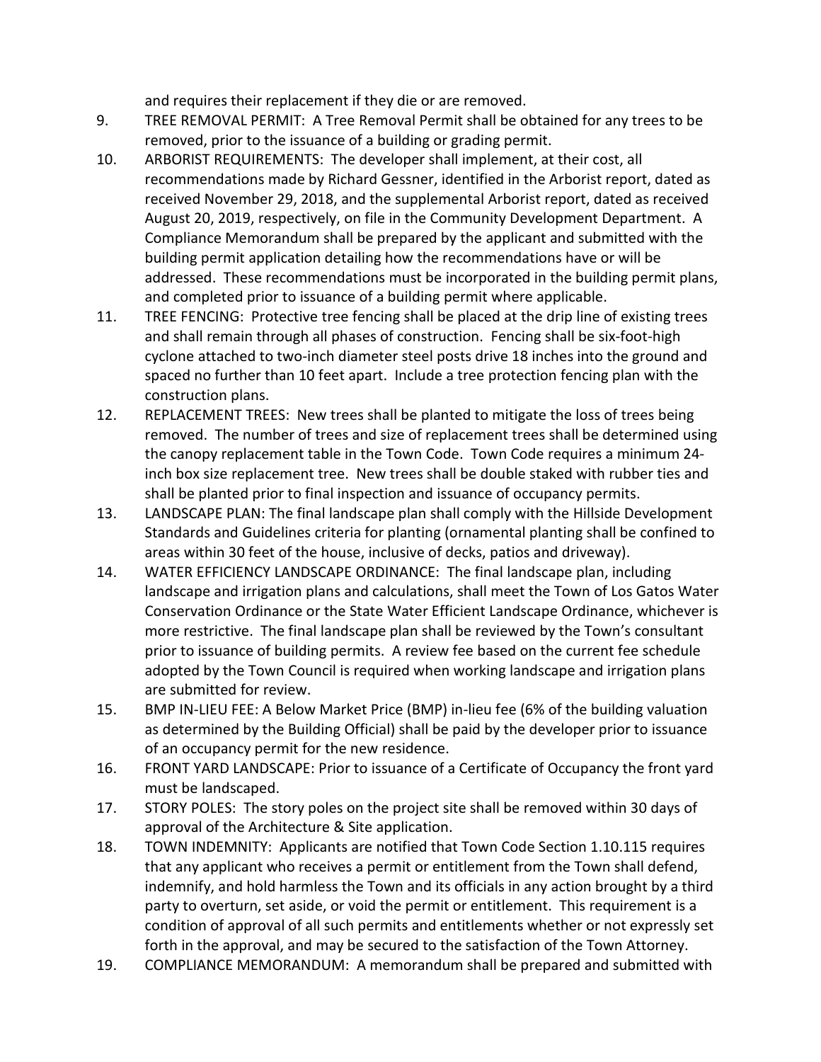and requires their replacement if they die or are removed.

9. TREE REMOVAL PERMIT: A Tree Removal Permit shall be obtained for any trees to be removed, prior to the issuance of a building or grading permit.
10. ARBORIST REQUIREMENTS: The developer shall implement, at their cost, all recommendations made by Richard Gessner, identified in the Arborist report, dated as received November 29, 2018, and the supplemental Arborist report, dated as received August 20, 2019, respectively, on file in the Community Development Department. A Compliance Memorandum shall be prepared by the applicant and submitted with the building permit application detailing how the recommendations have or will be addressed. These recommendations must be incorporated in the building permit plans, and completed prior to issuance of a building permit where applicable.
11. TREE FENCING: Protective tree fencing shall be placed at the drip line of existing trees and shall remain through all phases of construction. Fencing shall be six-foot-high cyclone attached to two-inch diameter steel posts drive 18 inches into the ground and spaced no further than 10 feet apart. Include a tree protection fencing plan with the construction plans.
12. REPLACEMENT TREES: New trees shall be planted to mitigate the loss of trees being removed. The number of trees and size of replacement trees shall be determined using the canopy replacement table in the Town Code. Town Code requires a minimum 24-inch box size replacement tree. New trees shall be double staked with rubber ties and shall be planted prior to final inspection and issuance of occupancy permits.
13. LANDSCAPE PLAN: The final landscape plan shall comply with the Hillside Development Standards and Guidelines criteria for planting (ornamental planting shall be confined to areas within 30 feet of the house, inclusive of decks, patios and driveway).
14. WATER EFFICIENCY LANDSCAPE ORDINANCE: The final landscape plan, including landscape and irrigation plans and calculations, shall meet the Town of Los Gatos Water Conservation Ordinance or the State Water Efficient Landscape Ordinance, whichever is more restrictive. The final landscape plan shall be reviewed by the Town's consultant prior to issuance of building permits. A review fee based on the current fee schedule adopted by the Town Council is required when working landscape and irrigation plans are submitted for review.
15. BMP IN-LIEU FEE: A Below Market Price (BMP) in-lieu fee (6% of the building valuation as determined by the Building Official) shall be paid by the developer prior to issuance of an occupancy permit for the new residence.
16. FRONT YARD LANDSCAPE: Prior to issuance of a Certificate of Occupancy the front yard must be landscaped.
17. STORY POLES: The story poles on the project site shall be removed within 30 days of approval of the Architecture & Site application.
18. TOWN INDEMNITY: Applicants are notified that Town Code Section 1.10.115 requires that any applicant who receives a permit or entitlement from the Town shall defend, indemnify, and hold harmless the Town and its officials in any action brought by a third party to overturn, set aside, or void the permit or entitlement. This requirement is a condition of approval of all such permits and entitlements whether or not expressly set forth in the approval, and may be secured to the satisfaction of the Town Attorney.
19. COMPLIANCE MEMORANDUM: A memorandum shall be prepared and submitted with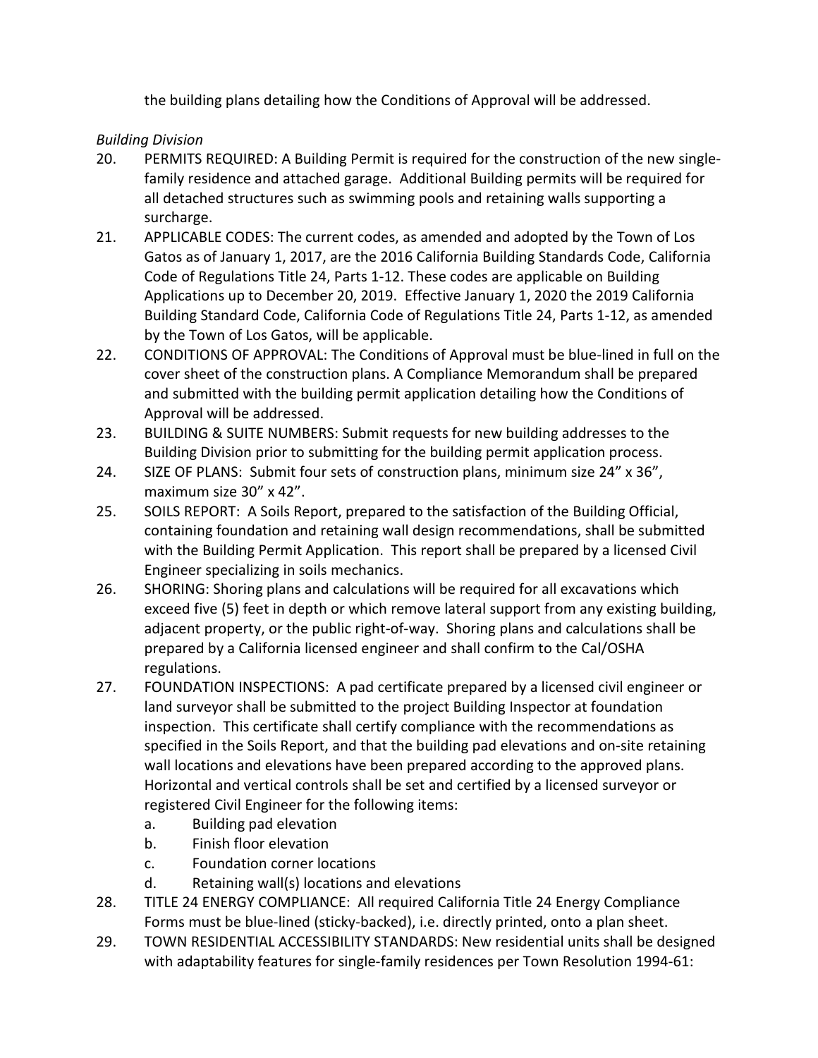the building plans detailing how the Conditions of Approval will be addressed.

*Building Division*

20. PERMITS REQUIRED: A Building Permit is required for the construction of the new single-family residence and attached garage. Additional Building permits will be required for all detached structures such as swimming pools and retaining walls supporting a surcharge.
21. APPLICABLE CODES: The current codes, as amended and adopted by the Town of Los Gatos as of January 1, 2017, are the 2016 California Building Standards Code, California Code of Regulations Title 24, Parts 1-12. These codes are applicable on Building Applications up to December 20, 2019. Effective January 1, 2020 the 2019 California Building Standard Code, California Code of Regulations Title 24, Parts 1-12, as amended by the Town of Los Gatos, will be applicable.
22. CONDITIONS OF APPROVAL: The Conditions of Approval must be blue-lined in full on the cover sheet of the construction plans. A Compliance Memorandum shall be prepared and submitted with the building permit application detailing how the Conditions of Approval will be addressed.
23. BUILDING & SUITE NUMBERS: Submit requests for new building addresses to the Building Division prior to submitting for the building permit application process.
24. SIZE OF PLANS: Submit four sets of construction plans, minimum size 24" x 36", maximum size 30" x 42".
25. SOILS REPORT: A Soils Report, prepared to the satisfaction of the Building Official, containing foundation and retaining wall design recommendations, shall be submitted with the Building Permit Application. This report shall be prepared by a licensed Civil Engineer specializing in soils mechanics.
26. SHORING: Shoring plans and calculations will be required for all excavations which exceed five (5) feet in depth or which remove lateral support from any existing building, adjacent property, or the public right-of-way. Shoring plans and calculations shall be prepared by a California licensed engineer and shall confirm to the Cal/OSHA regulations.
27. FOUNDATION INSPECTIONS: A pad certificate prepared by a licensed civil engineer or land surveyor shall be submitted to the project Building Inspector at foundation inspection. This certificate shall certify compliance with the recommendations as specified in the Soils Report, and that the building pad elevations and on-site retaining wall locations and elevations have been prepared according to the approved plans. Horizontal and vertical controls shall be set and certified by a licensed surveyor or registered Civil Engineer for the following items:
    a. Building pad elevation
    b. Finish floor elevation
    c. Foundation corner locations
    d. Retaining wall(s) locations and elevations
28. TITLE 24 ENERGY COMPLIANCE: All required California Title 24 Energy Compliance Forms must be blue-lined (sticky-backed), i.e. directly printed, onto a plan sheet.
29. TOWN RESIDENTIAL ACCESSIBILITY STANDARDS: New residential units shall be designed with adaptability features for single-family residences per Town Resolution 1994-61: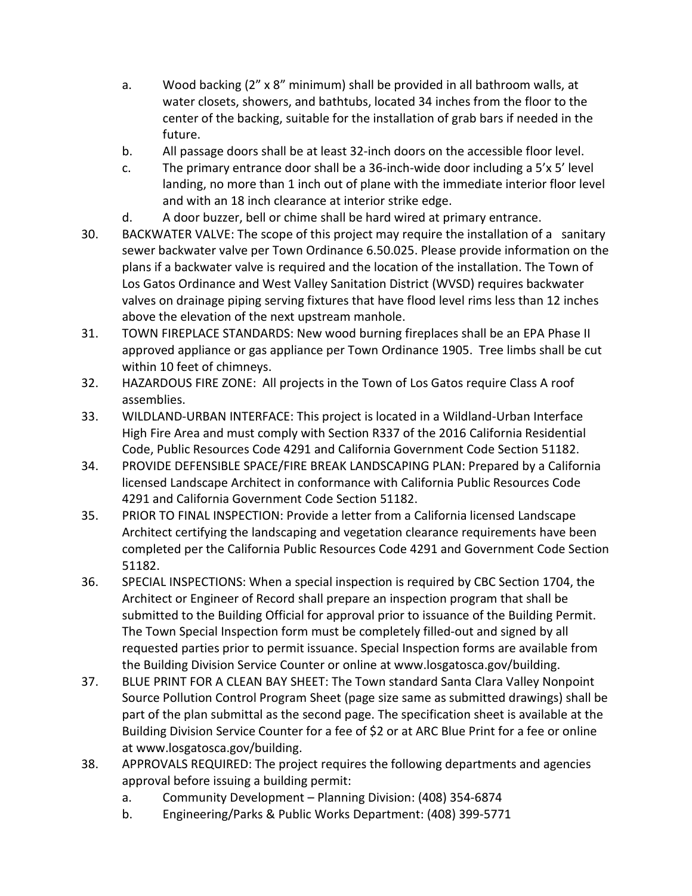a. Wood backing (2” x 8” minimum) shall be provided in all bathroom walls, at water closets, showers, and bathtubs, located 34 inches from the floor to the center of the backing, suitable for the installation of grab bars if needed in the future.
  b. All passage doors shall be at least 32-inch doors on the accessible floor level.
  c. The primary entrance door shall be a 36-inch-wide door including a 5’x 5’ level landing, no more than 1 inch out of plane with the immediate interior floor level and with an 18 inch clearance at interior strike edge.
  d. A door buzzer, bell or chime shall be hard wired at primary entrance.

30. BACKWATER VALVE: The scope of this project may require the installation of a sanitary sewer backwater valve per Town Ordinance 6.50.025. Please provide information on the plans if a backwater valve is required and the location of the installation. The Town of Los Gatos Ordinance and West Valley Sanitation District (WVSD) requires backwater valves on drainage piping serving fixtures that have flood level rims less than 12 inches above the elevation of the next upstream manhole.
31. TOWN FIREPLACE STANDARDS: New wood burning fireplaces shall be an EPA Phase II approved appliance or gas appliance per Town Ordinance 1905. Tree limbs shall be cut within 10 feet of chimneys.
32. HAZARDOUS FIRE ZONE: All projects in the Town of Los Gatos require Class A roof assemblies.
33. WILDLAND-URBAN INTERFACE: This project is located in a Wildland-Urban Interface High Fire Area and must comply with Section R337 of the 2016 California Residential Code, Public Resources Code 4291 and California Government Code Section 51182.
34. PROVIDE DEFENSIBLE SPACE/FIRE BREAK LANDSCAPING PLAN: Prepared by a California licensed Landscape Architect in conformance with California Public Resources Code 4291 and California Government Code Section 51182.
35. PRIOR TO FINAL INSPECTION: Provide a letter from a California licensed Landscape Architect certifying the landscaping and vegetation clearance requirements have been completed per the California Public Resources Code 4291 and Government Code Section 51182.
36. SPECIAL INSPECTIONS: When a special inspection is required by CBC Section 1704, the Architect or Engineer of Record shall prepare an inspection program that shall be submitted to the Building Official for approval prior to issuance of the Building Permit. The Town Special Inspection form must be completely filled-out and signed by all requested parties prior to permit issuance. Special Inspection forms are available from the Building Division Service Counter or online at www.losgatosca.gov/building.
37. BLUE PRINT FOR A CLEAN BAY SHEET: The Town standard Santa Clara Valley Nonpoint Source Pollution Control Program Sheet (page size same as submitted drawings) shall be part of the plan submittal as the second page. The specification sheet is available at the Building Division Service Counter for a fee of $2 or at ARC Blue Print for a fee or online at www.losgatosca.gov/building.
38. APPROVALS REQUIRED: The project requires the following departments and agencies approval before issuing a building permit:
    a. Community Development – Planning Division: (408) 354-6874
    b. Engineering/Parks & Public Works Department: (408) 399-5771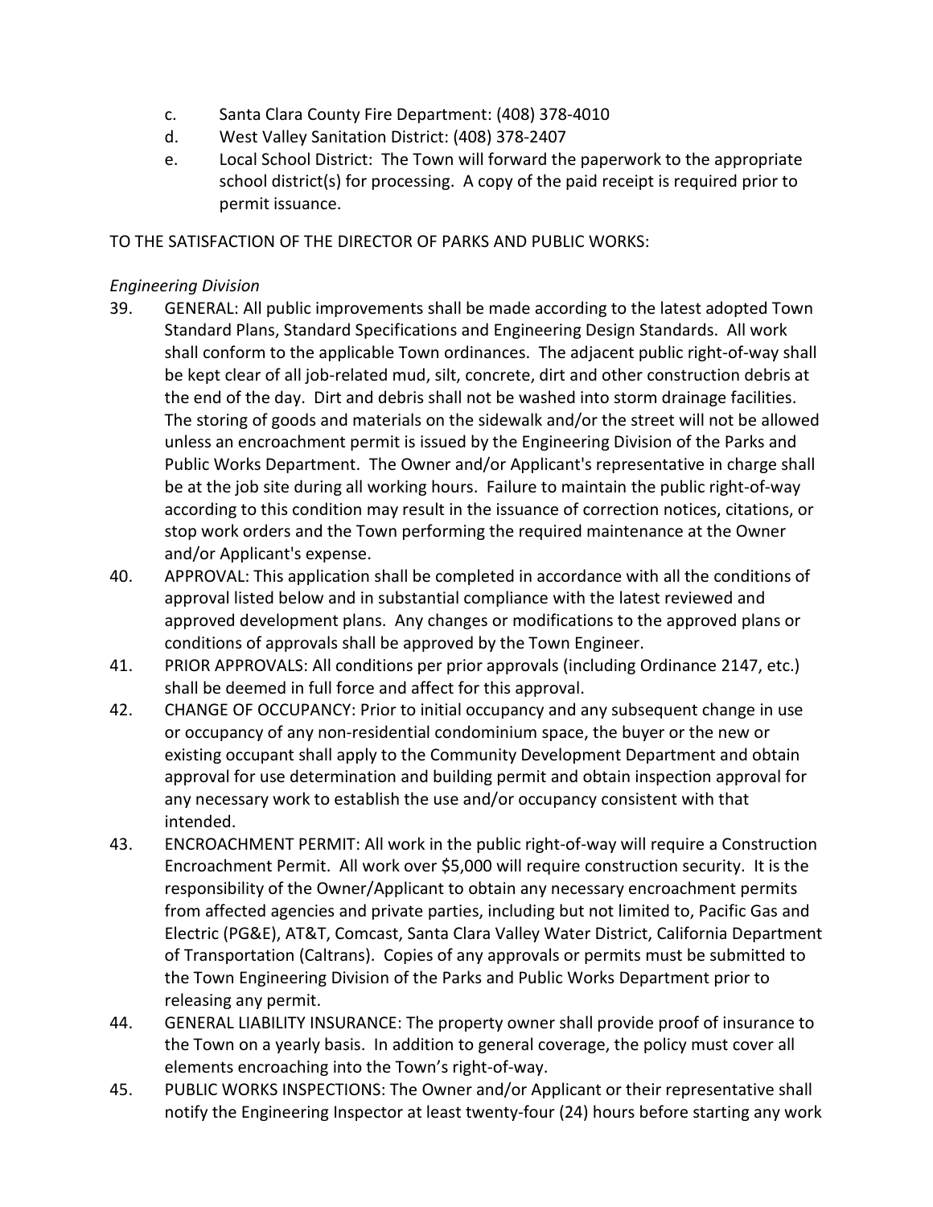c. Santa Clara County Fire Department: (408) 378-4010
d. West Valley Sanitation District: (408) 378-2407
e. Local School District: The Town will forward the paperwork to the appropriate school district(s) for processing. A copy of the paid receipt is required prior to permit issuance.

TO THE SATISFACTION OF THE DIRECTOR OF PARKS AND PUBLIC WORKS:

*Engineering Division*

39. GENERAL: All public improvements shall be made according to the latest adopted Town Standard Plans, Standard Specifications and Engineering Design Standards. All work shall conform to the applicable Town ordinances. The adjacent public right-of-way shall be kept clear of all job-related mud, silt, concrete, dirt and other construction debris at the end of the day. Dirt and debris shall not be washed into storm drainage facilities. The storing of goods and materials on the sidewalk and/or the street will not be allowed unless an encroachment permit is issued by the Engineering Division of the Parks and Public Works Department. The Owner and/or Applicant's representative in charge shall be at the job site during all working hours. Failure to maintain the public right-of-way according to this condition may result in the issuance of correction notices, citations, or stop work orders and the Town performing the required maintenance at the Owner and/or Applicant's expense.
40. APPROVAL: This application shall be completed in accordance with all the conditions of approval listed below and in substantial compliance with the latest reviewed and approved development plans. Any changes or modifications to the approved plans or conditions of approvals shall be approved by the Town Engineer.
41. PRIOR APPROVALS: All conditions per prior approvals (including Ordinance 2147, etc.) shall be deemed in full force and affect for this approval.
42. CHANGE OF OCCUPANCY: Prior to initial occupancy and any subsequent change in use or occupancy of any non-residential condominium space, the buyer or the new or existing occupant shall apply to the Community Development Department and obtain approval for use determination and building permit and obtain inspection approval for any necessary work to establish the use and/or occupancy consistent with that intended.
43. ENCROACHMENT PERMIT: All work in the public right-of-way will require a Construction Encroachment Permit. All work over $5,000 will require construction security. It is the responsibility of the Owner/Applicant to obtain any necessary encroachment permits from affected agencies and private parties, including but not limited to, Pacific Gas and Electric (PG&E), AT&T, Comcast, Santa Clara Valley Water District, California Department of Transportation (Caltrans). Copies of any approvals or permits must be submitted to the Town Engineering Division of the Parks and Public Works Department prior to releasing any permit.
44. GENERAL LIABILITY INSURANCE: The property owner shall provide proof of insurance to the Town on a yearly basis. In addition to general coverage, the policy must cover all elements encroaching into the Town's right-of-way.
45. PUBLIC WORKS INSPECTIONS: The Owner and/or Applicant or their representative shall notify the Engineering Inspector at least twenty-four (24) hours before starting any work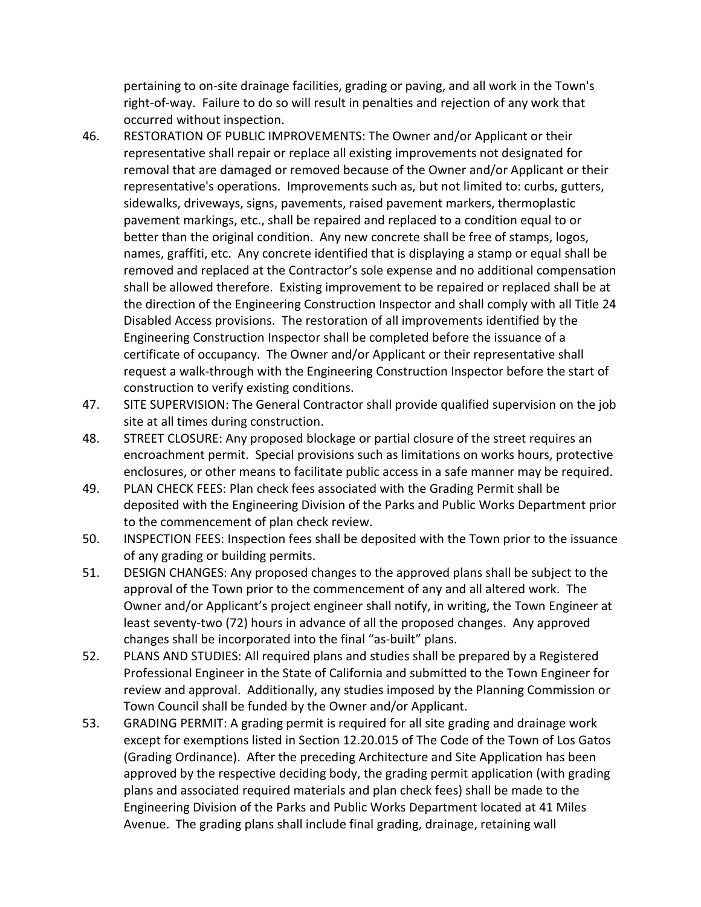pertaining to on-site drainage facilities, grading or paving, and all work in the Town's right-of-way. Failure to do so will result in penalties and rejection of any work that occurred without inspection.

46. RESTORATION OF PUBLIC IMPROVEMENTS: The Owner and/or Applicant or their representative shall repair or replace all existing improvements not designated for removal that are damaged or removed because of the Owner and/or Applicant or their representative's operations. Improvements such as, but not limited to: curbs, gutters, sidewalks, driveways, signs, pavements, raised pavement markers, thermoplastic pavement markings, etc., shall be repaired and replaced to a condition equal to or better than the original condition. Any new concrete shall be free of stamps, logos, names, graffiti, etc. Any concrete identified that is displaying a stamp or equal shall be removed and replaced at the Contractor's sole expense and no additional compensation shall be allowed therefore. Existing improvement to be repaired or replaced shall be at the direction of the Engineering Construction Inspector and shall comply with all Title 24 Disabled Access provisions. The restoration of all improvements identified by the Engineering Construction Inspector shall be completed before the issuance of a certificate of occupancy. The Owner and/or Applicant or their representative shall request a walk-through with the Engineering Construction Inspector before the start of construction to verify existing conditions.

47. SITE SUPERVISION: The General Contractor shall provide qualified supervision on the job site at all times during construction.

48. STREET CLOSURE: Any proposed blockage or partial closure of the street requires an encroachment permit. Special provisions such as limitations on works hours, protective enclosures, or other means to facilitate public access in a safe manner may be required.

49. PLAN CHECK FEES: Plan check fees associated with the Grading Permit shall be deposited with the Engineering Division of the Parks and Public Works Department prior to the commencement of plan check review.

50. INSPECTION FEES: Inspection fees shall be deposited with the Town prior to the issuance of any grading or building permits.

51. DESIGN CHANGES: Any proposed changes to the approved plans shall be subject to the approval of the Town prior to the commencement of any and all altered work. The Owner and/or Applicant's project engineer shall notify, in writing, the Town Engineer at least seventy-two (72) hours in advance of all the proposed changes. Any approved changes shall be incorporated into the final "as-built" plans.

52. PLANS AND STUDIES: All required plans and studies shall be prepared by a Registered Professional Engineer in the State of California and submitted to the Town Engineer for review and approval. Additionally, any studies imposed by the Planning Commission or Town Council shall be funded by the Owner and/or Applicant.

53. GRADING PERMIT: A grading permit is required for all site grading and drainage work except for exemptions listed in Section 12.20.015 of The Code of the Town of Los Gatos (Grading Ordinance). After the preceding Architecture and Site Application has been approved by the respective deciding body, the grading permit application (with grading plans and associated required materials and plan check fees) shall be made to the Engineering Division of the Parks and Public Works Department located at 41 Miles Avenue. The grading plans shall include final grading, drainage, retaining wall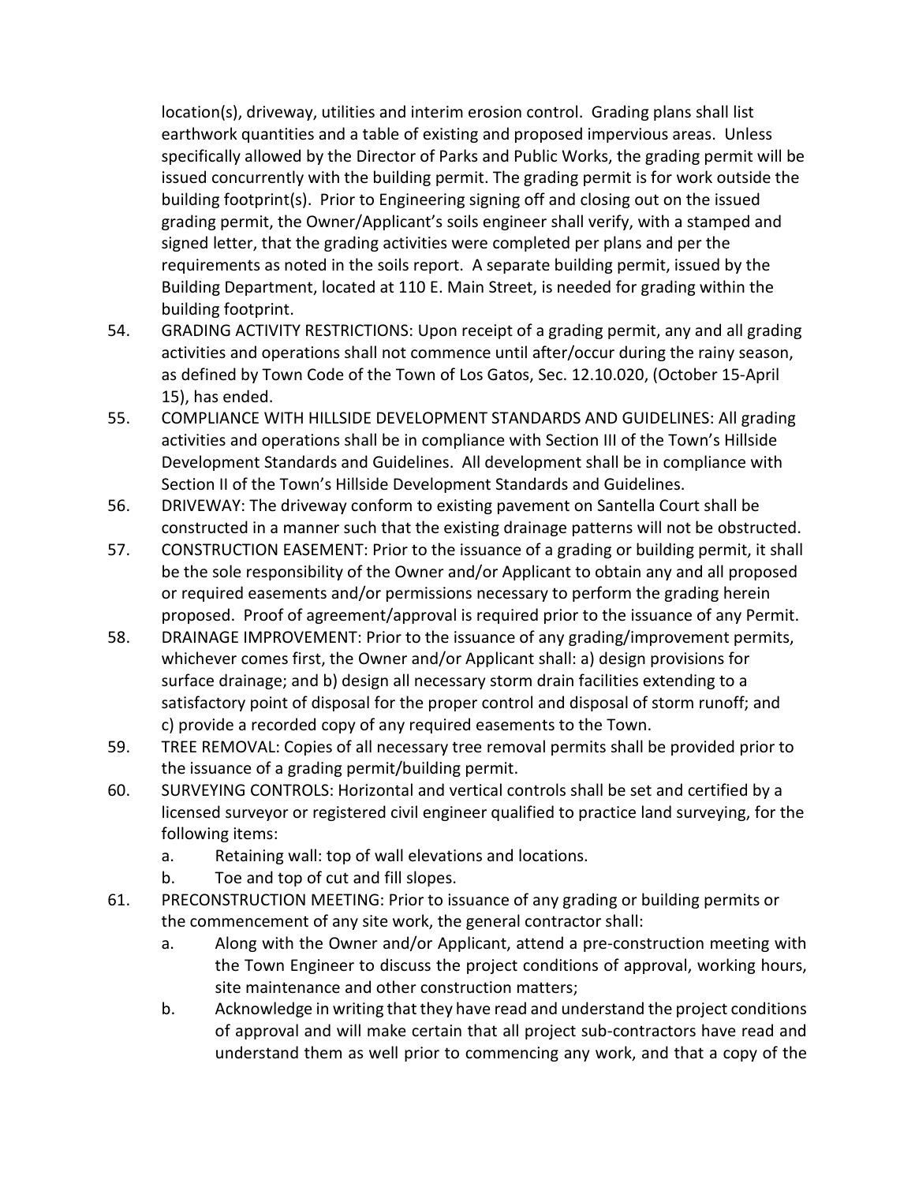location(s), driveway, utilities and interim erosion control. Grading plans shall list earthwork quantities and a table of existing and proposed impervious areas. Unless specifically allowed by the Director of Parks and Public Works, the grading permit will be issued concurrently with the building permit. The grading permit is for work outside the building footprint(s). Prior to Engineering signing off and closing out on the issued grading permit, the Owner/Applicant's soils engineer shall verify, with a stamped and signed letter, that the grading activities were completed per plans and per the requirements as noted in the soils report. A separate building permit, issued by the Building Department, located at 110 E. Main Street, is needed for grading within the building footprint.

54. GRADING ACTIVITY RESTRICTIONS: Upon receipt of a grading permit, any and all grading activities and operations shall not commence until after/occur during the rainy season, as defined by Town Code of the Town of Los Gatos, Sec. 12.10.020, (October 15-April 15), has ended.
55. COMPLIANCE WITH HILLSIDE DEVELOPMENT STANDARDS AND GUIDELINES: All grading activities and operations shall be in compliance with Section III of the Town's Hillside Development Standards and Guidelines. All development shall be in compliance with Section II of the Town's Hillside Development Standards and Guidelines.
56. DRIVEWAY: The driveway conform to existing pavement on Santella Court shall be constructed in a manner such that the existing drainage patterns will not be obstructed.
57. CONSTRUCTION EASEMENT: Prior to the issuance of a grading or building permit, it shall be the sole responsibility of the Owner and/or Applicant to obtain any and all proposed or required easements and/or permissions necessary to perform the grading herein proposed. Proof of agreement/approval is required prior to the issuance of any Permit.
58. DRAINAGE IMPROVEMENT: Prior to the issuance of any grading/improvement permits, whichever comes first, the Owner and/or Applicant shall: a) design provisions for surface drainage; and b) design all necessary storm drain facilities extending to a satisfactory point of disposal for the proper control and disposal of storm runoff; and c) provide a recorded copy of any required easements to the Town.
59. TREE REMOVAL: Copies of all necessary tree removal permits shall be provided prior to the issuance of a grading permit/building permit.
60. SURVEYING CONTROLS: Horizontal and vertical controls shall be set and certified by a licensed surveyor or registered civil engineer qualified to practice land surveying, for the following items:
    a. Retaining wall: top of wall elevations and locations.
    b. Toe and top of cut and fill slopes.
61. PRECONSTRUCTION MEETING: Prior to issuance of any grading or building permits or the commencement of any site work, the general contractor shall:
    a. Along with the Owner and/or Applicant, attend a pre-construction meeting with the Town Engineer to discuss the project conditions of approval, working hours, site maintenance and other construction matters;
    b. Acknowledge in writing that they have read and understand the project conditions of approval and will make certain that all project sub-contractors have read and understand them as well prior to commencing any work, and that a copy of the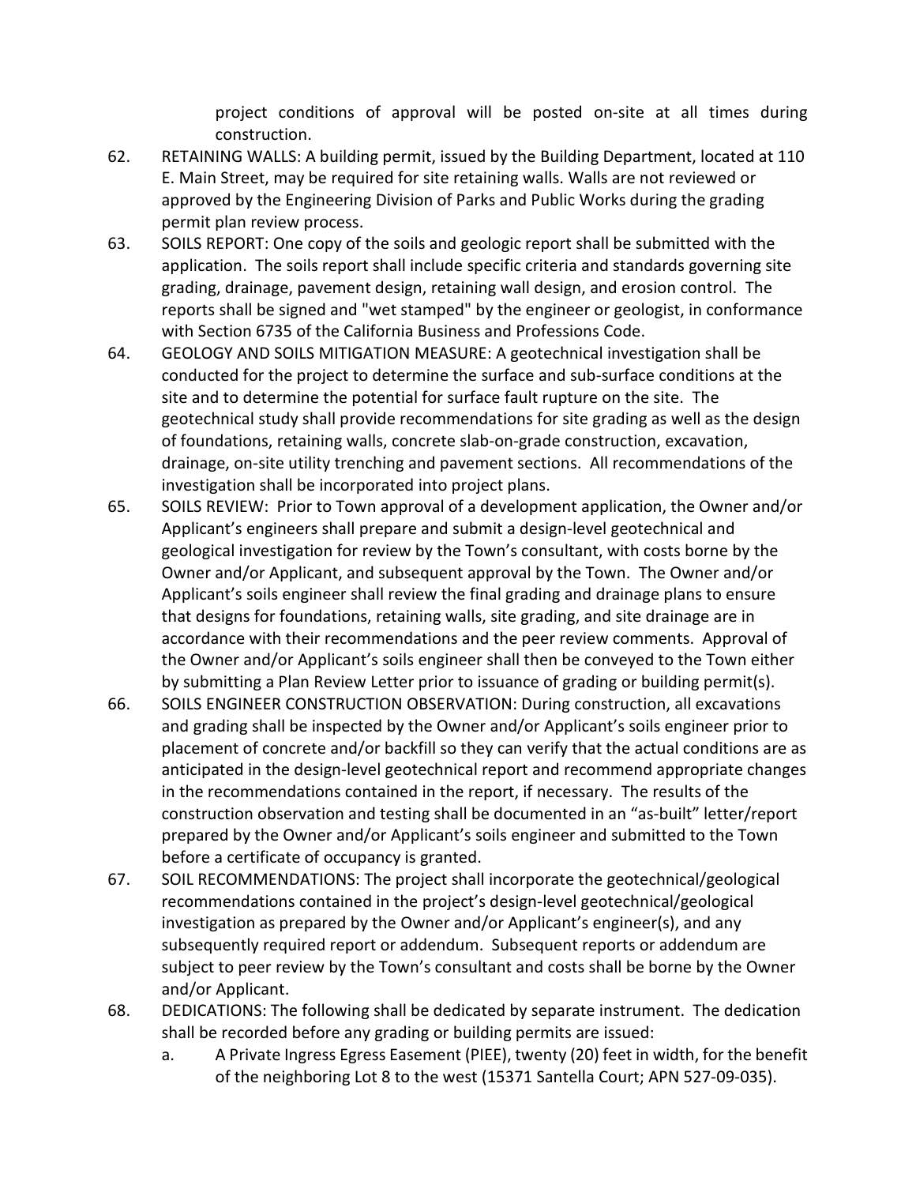project conditions of approval will be posted on-site at all times during construction.

62. RETAINING WALLS: A building permit, issued by the Building Department, located at 110 E. Main Street, may be required for site retaining walls. Walls are not reviewed or approved by the Engineering Division of Parks and Public Works during the grading permit plan review process.
63. SOILS REPORT: One copy of the soils and geologic report shall be submitted with the application. The soils report shall include specific criteria and standards governing site grading, drainage, pavement design, retaining wall design, and erosion control. The reports shall be signed and "wet stamped" by the engineer or geologist, in conformance with Section 6735 of the California Business and Professions Code.
64. GEOLOGY AND SOILS MITIGATION MEASURE: A geotechnical investigation shall be conducted for the project to determine the surface and sub-surface conditions at the site and to determine the potential for surface fault rupture on the site. The geotechnical study shall provide recommendations for site grading as well as the design of foundations, retaining walls, concrete slab-on-grade construction, excavation, drainage, on-site utility trenching and pavement sections. All recommendations of the investigation shall be incorporated into project plans.
65. SOILS REVIEW: Prior to Town approval of a development application, the Owner and/or Applicant's engineers shall prepare and submit a design-level geotechnical and geological investigation for review by the Town's consultant, with costs borne by the Owner and/or Applicant, and subsequent approval by the Town. The Owner and/or Applicant's soils engineer shall review the final grading and drainage plans to ensure that designs for foundations, retaining walls, site grading, and site drainage are in accordance with their recommendations and the peer review comments. Approval of the Owner and/or Applicant's soils engineer shall then be conveyed to the Town either by submitting a Plan Review Letter prior to issuance of grading or building permit(s).
66. SOILS ENGINEER CONSTRUCTION OBSERVATION: During construction, all excavations and grading shall be inspected by the Owner and/or Applicant's soils engineer prior to placement of concrete and/or backfill so they can verify that the actual conditions are as anticipated in the design-level geotechnical report and recommend appropriate changes in the recommendations contained in the report, if necessary. The results of the construction observation and testing shall be documented in an "as-built" letter/report prepared by the Owner and/or Applicant's soils engineer and submitted to the Town before a certificate of occupancy is granted.
67. SOIL RECOMMENDATIONS: The project shall incorporate the geotechnical/geological recommendations contained in the project's design-level geotechnical/geological investigation as prepared by the Owner and/or Applicant's engineer(s), and any subsequently required report or addendum. Subsequent reports or addendum are subject to peer review by the Town's consultant and costs shall be borne by the Owner and/or Applicant.
68. DEDICATIONS: The following shall be dedicated by separate instrument. The dedication shall be recorded before any grading or building permits are issued:
    a. A Private Ingress Egress Easement (PIEE), twenty (20) feet in width, for the benefit of the neighboring Lot 8 to the west (15371 Santella Court; APN 527-09-035).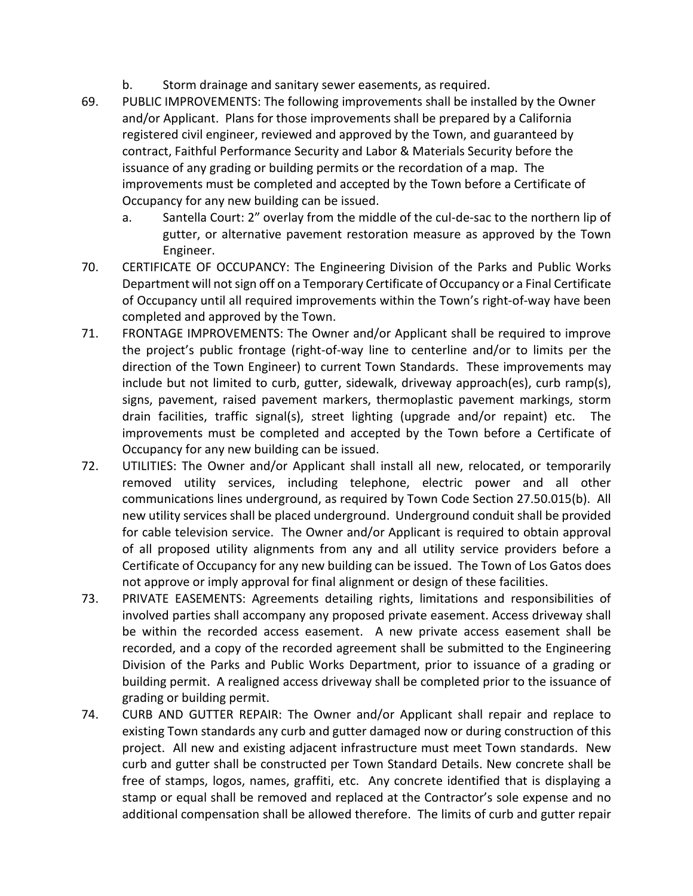b. Storm drainage and sanitary sewer easements, as required.

69. PUBLIC IMPROVEMENTS: The following improvements shall be installed by the Owner and/or Applicant. Plans for those improvements shall be prepared by a California registered civil engineer, reviewed and approved by the Town, and guaranteed by contract, Faithful Performance Security and Labor & Materials Security before the issuance of any grading or building permits or the recordation of a map. The improvements must be completed and accepted by the Town before a Certificate of Occupancy for any new building can be issued.
    a. Santella Court: 2" overlay from the middle of the cul-de-sac to the northern lip of gutter, or alternative pavement restoration measure as approved by the Town Engineer.

70. CERTIFICATE OF OCCUPANCY: The Engineering Division of the Parks and Public Works Department will not sign off on a Temporary Certificate of Occupancy or a Final Certificate of Occupancy until all required improvements within the Town's right-of-way have been completed and approved by the Town.

71. FRONTAGE IMPROVEMENTS: The Owner and/or Applicant shall be required to improve the project's public frontage (right-of-way line to centerline and/or to limits per the direction of the Town Engineer) to current Town Standards. These improvements may include but not limited to curb, gutter, sidewalk, driveway approach(es), curb ramp(s), signs, pavement, raised pavement markers, thermoplastic pavement markings, storm drain facilities, traffic signal(s), street lighting (upgrade and/or repaint) etc. The improvements must be completed and accepted by the Town before a Certificate of Occupancy for any new building can be issued.

72. UTILITIES: The Owner and/or Applicant shall install all new, relocated, or temporarily removed utility services, including telephone, electric power and all other communications lines underground, as required by Town Code Section 27.50.015(b). All new utility services shall be placed underground. Underground conduit shall be provided for cable television service. The Owner and/or Applicant is required to obtain approval of all proposed utility alignments from any and all utility service providers before a Certificate of Occupancy for any new building can be issued. The Town of Los Gatos does not approve or imply approval for final alignment or design of these facilities.

73. PRIVATE EASEMENTS: Agreements detailing rights, limitations and responsibilities of involved parties shall accompany any proposed private easement. Access driveway shall be within the recorded access easement. A new private access easement shall be recorded, and a copy of the recorded agreement shall be submitted to the Engineering Division of the Parks and Public Works Department, prior to issuance of a grading or building permit. A realigned access driveway shall be completed prior to the issuance of grading or building permit.

74. CURB AND GUTTER REPAIR: The Owner and/or Applicant shall repair and replace to existing Town standards any curb and gutter damaged now or during construction of this project. All new and existing adjacent infrastructure must meet Town standards. New curb and gutter shall be constructed per Town Standard Details. New concrete shall be free of stamps, logos, names, graffiti, etc. Any concrete identified that is displaying a stamp or equal shall be removed and replaced at the Contractor's sole expense and no additional compensation shall be allowed therefore. The limits of curb and gutter repair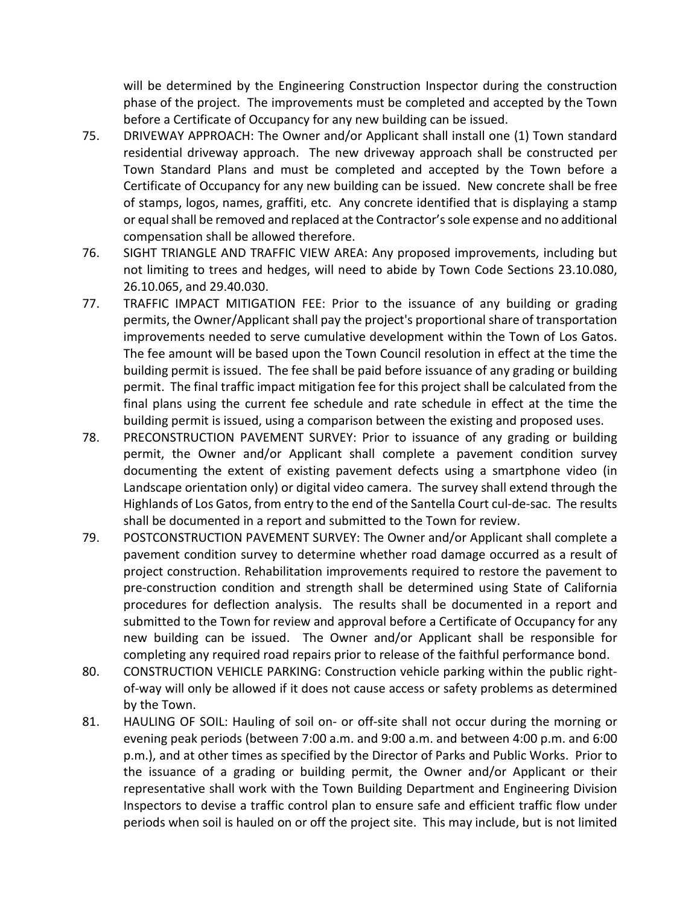will be determined by the Engineering Construction Inspector during the construction phase of the project. The improvements must be completed and accepted by the Town before a Certificate of Occupancy for any new building can be issued.

75. DRIVEWAY APPROACH: The Owner and/or Applicant shall install one (1) Town standard residential driveway approach. The new driveway approach shall be constructed per Town Standard Plans and must be completed and accepted by the Town before a Certificate of Occupancy for any new building can be issued. New concrete shall be free of stamps, logos, names, graffiti, etc. Any concrete identified that is displaying a stamp or equal shall be removed and replaced at the Contractor's sole expense and no additional compensation shall be allowed therefore.

76. SIGHT TRIANGLE AND TRAFFIC VIEW AREA: Any proposed improvements, including but not limiting to trees and hedges, will need to abide by Town Code Sections 23.10.080, 26.10.065, and 29.40.030.

77. TRAFFIC IMPACT MITIGATION FEE: Prior to the issuance of any building or grading permits, the Owner/Applicant shall pay the project's proportional share of transportation improvements needed to serve cumulative development within the Town of Los Gatos. The fee amount will be based upon the Town Council resolution in effect at the time the building permit is issued. The fee shall be paid before issuance of any grading or building permit. The final traffic impact mitigation fee for this project shall be calculated from the final plans using the current fee schedule and rate schedule in effect at the time the building permit is issued, using a comparison between the existing and proposed uses.

78. PRECONSTRUCTION PAVEMENT SURVEY: Prior to issuance of any grading or building permit, the Owner and/or Applicant shall complete a pavement condition survey documenting the extent of existing pavement defects using a smartphone video (in Landscape orientation only) or digital video camera. The survey shall extend through the Highlands of Los Gatos, from entry to the end of the Santella Court cul-de-sac. The results shall be documented in a report and submitted to the Town for review.

79. POSTCONSTRUCTION PAVEMENT SURVEY: The Owner and/or Applicant shall complete a pavement condition survey to determine whether road damage occurred as a result of project construction. Rehabilitation improvements required to restore the pavement to pre-construction condition and strength shall be determined using State of California procedures for deflection analysis. The results shall be documented in a report and submitted to the Town for review and approval before a Certificate of Occupancy for any new building can be issued. The Owner and/or Applicant shall be responsible for completing any required road repairs prior to release of the faithful performance bond.

80. CONSTRUCTION VEHICLE PARKING: Construction vehicle parking within the public right-of-way will only be allowed if it does not cause access or safety problems as determined by the Town.

81. HAULING OF SOIL: Hauling of soil on- or off-site shall not occur during the morning or evening peak periods (between 7:00 a.m. and 9:00 a.m. and between 4:00 p.m. and 6:00 p.m.), and at other times as specified by the Director of Parks and Public Works. Prior to the issuance of a grading or building permit, the Owner and/or Applicant or their representative shall work with the Town Building Department and Engineering Division Inspectors to devise a traffic control plan to ensure safe and efficient traffic flow under periods when soil is hauled on or off the project site. This may include, but is not limited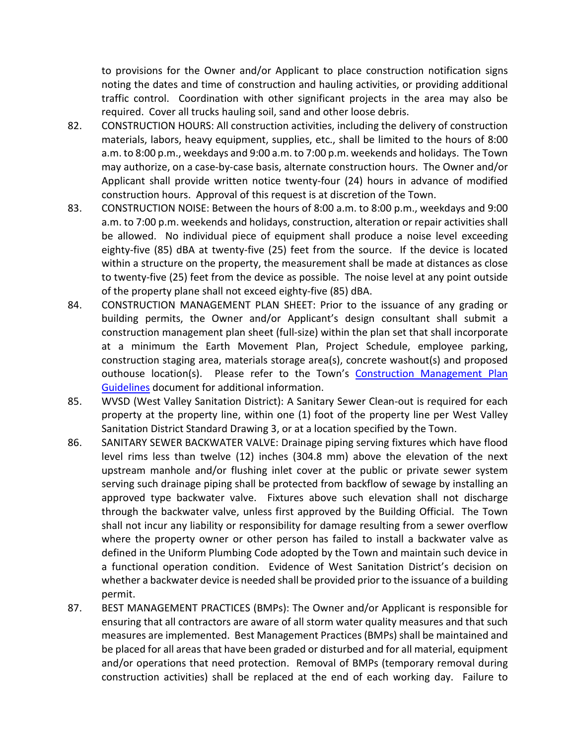to provisions for the Owner and/or Applicant to place construction notification signs noting the dates and time of construction and hauling activities, or providing additional traffic control. Coordination with other significant projects in the area may also be required. Cover all trucks hauling soil, sand and other loose debris.

82. CONSTRUCTION HOURS: All construction activities, including the delivery of construction materials, labors, heavy equipment, supplies, etc., shall be limited to the hours of 8:00 a.m. to 8:00 p.m., weekdays and 9:00 a.m. to 7:00 p.m. weekends and holidays. The Town may authorize, on a case-by-case basis, alternate construction hours. The Owner and/or Applicant shall provide written notice twenty-four (24) hours in advance of modified construction hours. Approval of this request is at discretion of the Town.

83. CONSTRUCTION NOISE: Between the hours of 8:00 a.m. to 8:00 p.m., weekdays and 9:00 a.m. to 7:00 p.m. weekends and holidays, construction, alteration or repair activities shall be allowed. No individual piece of equipment shall produce a noise level exceeding eighty-five (85) dBA at twenty-five (25) feet from the source. If the device is located within a structure on the property, the measurement shall be made at distances as close to twenty-five (25) feet from the device as possible. The noise level at any point outside of the property plane shall not exceed eighty-five (85) dBA.

84. CONSTRUCTION MANAGEMENT PLAN SHEET: Prior to the issuance of any grading or building permits, the Owner and/or Applicant's design consultant shall submit a construction management plan sheet (full-size) within the plan set that shall incorporate at a minimum the Earth Movement Plan, Project Schedule, employee parking, construction staging area, materials storage area(s), concrete washout(s) and proposed outhouse location(s). Please refer to the Town's Construction Management Plan Guidelines document for additional information.

85. WVSD (West Valley Sanitation District): A Sanitary Sewer Clean-out is required for each property at the property line, within one (1) foot of the property line per West Valley Sanitation District Standard Drawing 3, or at a location specified by the Town.

86. SANITARY SEWER BACKWATER VALVE: Drainage piping serving fixtures which have flood level rims less than twelve (12) inches (304.8 mm) above the elevation of the next upstream manhole and/or flushing inlet cover at the public or private sewer system serving such drainage piping shall be protected from backflow of sewage by installing an approved type backwater valve. Fixtures above such elevation shall not discharge through the backwater valve, unless first approved by the Building Official. The Town shall not incur any liability or responsibility for damage resulting from a sewer overflow where the property owner or other person has failed to install a backwater valve as defined in the Uniform Plumbing Code adopted by the Town and maintain such device in a functional operation condition. Evidence of West Sanitation District's decision on whether a backwater device is needed shall be provided prior to the issuance of a building permit.

87. BEST MANAGEMENT PRACTICES (BMPs): The Owner and/or Applicant is responsible for ensuring that all contractors are aware of all storm water quality measures and that such measures are implemented. Best Management Practices (BMPs) shall be maintained and be placed for all areas that have been graded or disturbed and for all material, equipment and/or operations that need protection. Removal of BMPs (temporary removal during construction activities) shall be replaced at the end of each working day. Failure to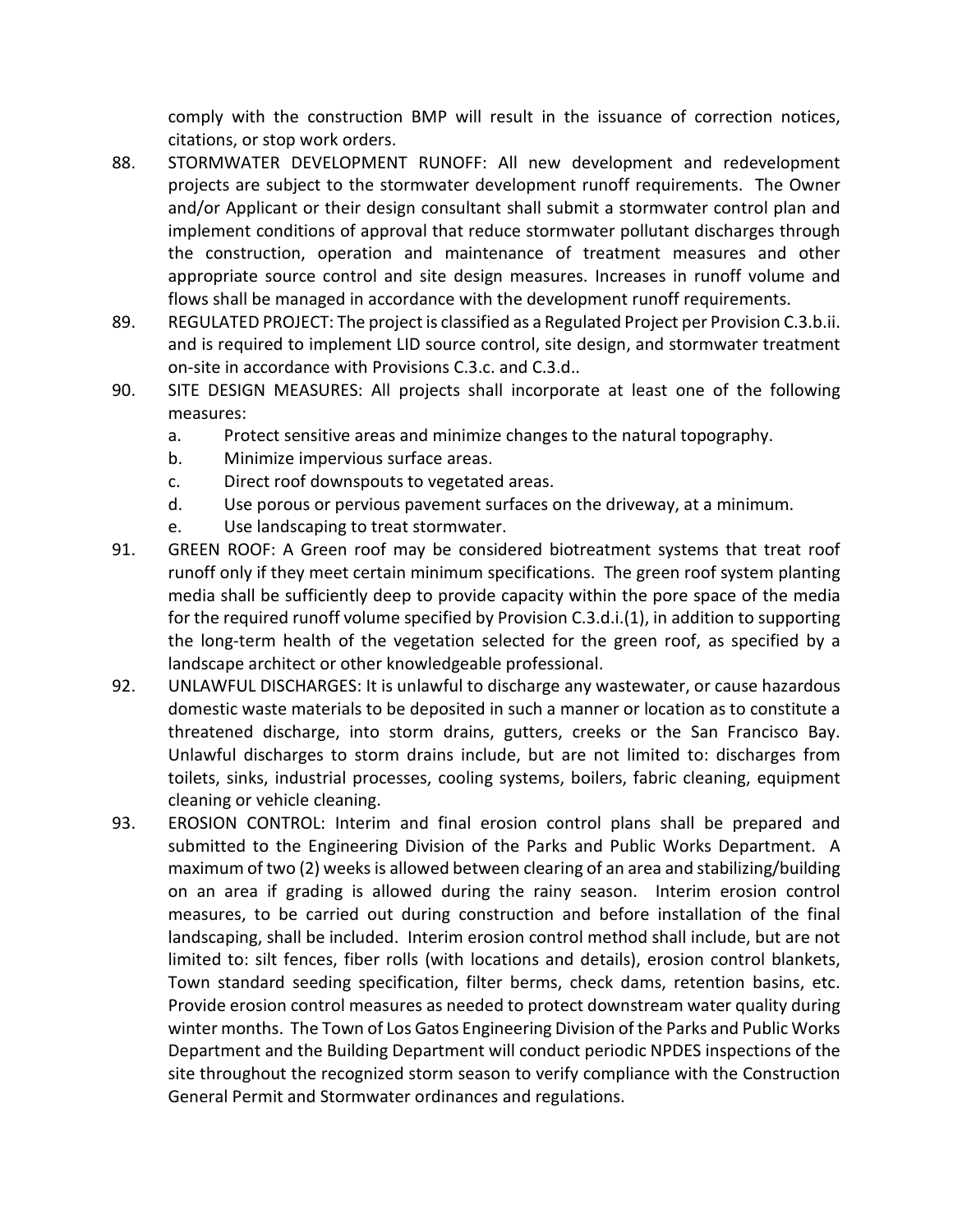comply with the construction BMP will result in the issuance of correction notices, citations, or stop work orders.

88. STORMWATER DEVELOPMENT RUNOFF: All new development and redevelopment projects are subject to the stormwater development runoff requirements. The Owner and/or Applicant or their design consultant shall submit a stormwater control plan and implement conditions of approval that reduce stormwater pollutant discharges through the construction, operation and maintenance of treatment measures and other appropriate source control and site design measures. Increases in runoff volume and flows shall be managed in accordance with the development runoff requirements.

89. REGULATED PROJECT: The project is classified as a Regulated Project per Provision C.3.b.ii. and is required to implement LID source control, site design, and stormwater treatment on-site in accordance with Provisions C.3.c. and C.3.d..

90. SITE DESIGN MEASURES: All projects shall incorporate at least one of the following measures:
    a. Protect sensitive areas and minimize changes to the natural topography.
    b. Minimize impervious surface areas.
    c. Direct roof downspouts to vegetated areas.
    d. Use porous or pervious pavement surfaces on the driveway, at a minimum.
    e. Use landscaping to treat stormwater.

91. GREEN ROOF: A Green roof may be considered biotreatment systems that treat roof runoff only if they meet certain minimum specifications. The green roof system planting media shall be sufficiently deep to provide capacity within the pore space of the media for the required runoff volume specified by Provision C.3.d.i.(1), in addition to supporting the long-term health of the vegetation selected for the green roof, as specified by a landscape architect or other knowledgeable professional.

92. UNLAWFUL DISCHARGES: It is unlawful to discharge any wastewater, or cause hazardous domestic waste materials to be deposited in such a manner or location as to constitute a threatened discharge, into storm drains, gutters, creeks or the San Francisco Bay. Unlawful discharges to storm drains include, but are not limited to: discharges from toilets, sinks, industrial processes, cooling systems, boilers, fabric cleaning, equipment cleaning or vehicle cleaning.

93. EROSION CONTROL: Interim and final erosion control plans shall be prepared and submitted to the Engineering Division of the Parks and Public Works Department. A maximum of two (2) weeks is allowed between clearing of an area and stabilizing/building on an area if grading is allowed during the rainy season. Interim erosion control measures, to be carried out during construction and before installation of the final landscaping, shall be included. Interim erosion control method shall include, but are not limited to: silt fences, fiber rolls (with locations and details), erosion control blankets, Town standard seeding specification, filter berms, check dams, retention basins, etc. Provide erosion control measures as needed to protect downstream water quality during winter months. The Town of Los Gatos Engineering Division of the Parks and Public Works Department and the Building Department will conduct periodic NPDES inspections of the site throughout the recognized storm season to verify compliance with the Construction General Permit and Stormwater ordinances and regulations.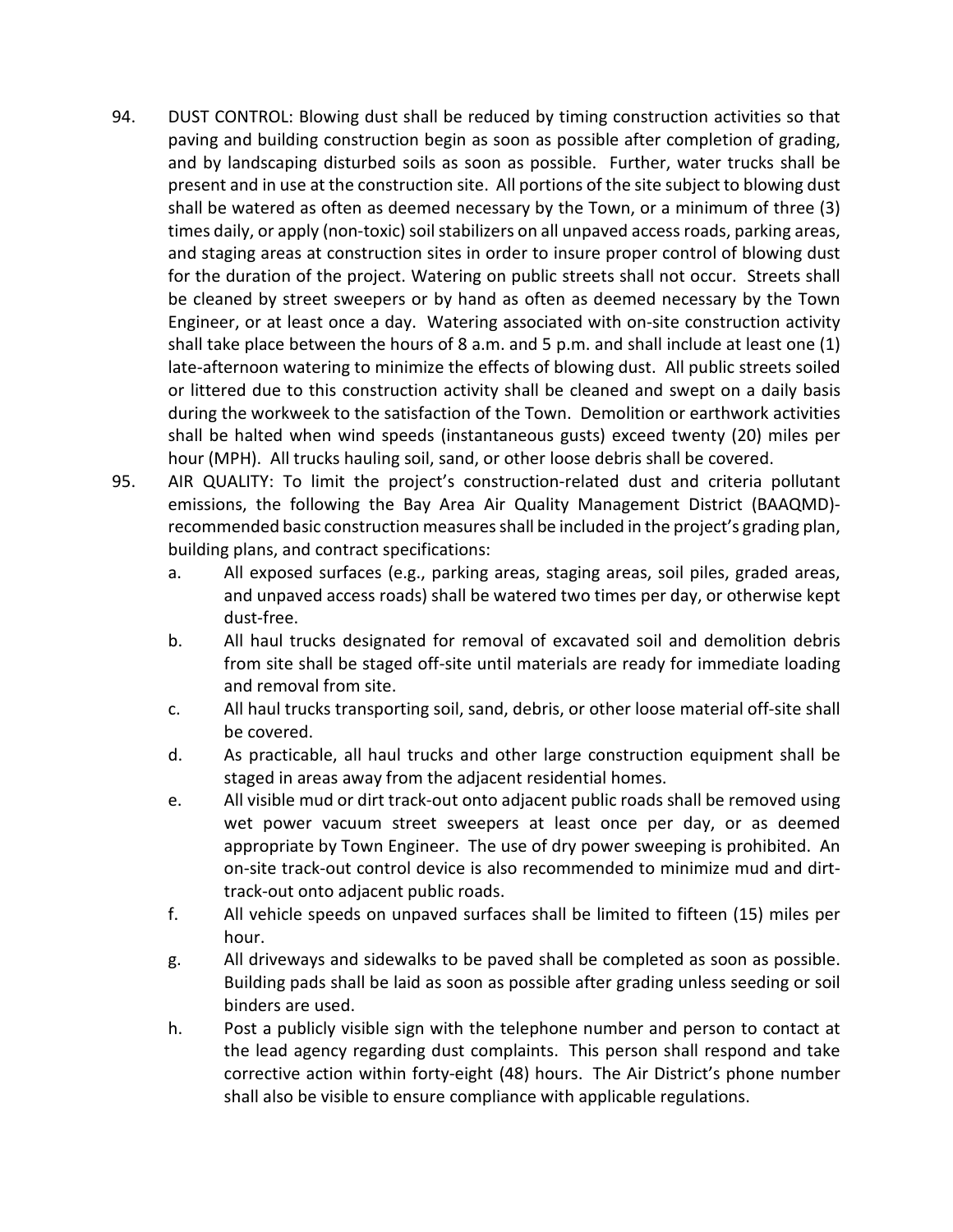94. DUST CONTROL: Blowing dust shall be reduced by timing construction activities so that paving and building construction begin as soon as possible after completion of grading, and by landscaping disturbed soils as soon as possible. Further, water trucks shall be present and in use at the construction site. All portions of the site subject to blowing dust shall be watered as often as deemed necessary by the Town, or a minimum of three (3) times daily, or apply (non-toxic) soil stabilizers on all unpaved access roads, parking areas, and staging areas at construction sites in order to insure proper control of blowing dust for the duration of the project. Watering on public streets shall not occur. Streets shall be cleaned by street sweepers or by hand as often as deemed necessary by the Town Engineer, or at least once a day. Watering associated with on-site construction activity shall take place between the hours of 8 a.m. and 5 p.m. and shall include at least one (1) late-afternoon watering to minimize the effects of blowing dust. All public streets soiled or littered due to this construction activity shall be cleaned and swept on a daily basis during the workweek to the satisfaction of the Town. Demolition or earthwork activities shall be halted when wind speeds (instantaneous gusts) exceed twenty (20) miles per hour (MPH). All trucks hauling soil, sand, or other loose debris shall be covered.

95. AIR QUALITY: To limit the project's construction-related dust and criteria pollutant emissions, the following the Bay Area Air Quality Management District (BAAQMD)-recommended basic construction measures shall be included in the project's grading plan, building plans, and contract specifications:

    a. All exposed surfaces (e.g., parking areas, staging areas, soil piles, graded areas, and unpaved access roads) shall be watered two times per day, or otherwise kept dust-free.

    b. All haul trucks designated for removal of excavated soil and demolition debris from site shall be staged off-site until materials are ready for immediate loading and removal from site.

    c. All haul trucks transporting soil, sand, debris, or other loose material off-site shall be covered.

    d. As practicable, all haul trucks and other large construction equipment shall be staged in areas away from the adjacent residential homes.

    e. All visible mud or dirt track-out onto adjacent public roads shall be removed using wet power vacuum street sweepers at least once per day, or as deemed appropriate by Town Engineer. The use of dry power sweeping is prohibited. An on-site track-out control device is also recommended to minimize mud and dirt-track-out onto adjacent public roads.

    f. All vehicle speeds on unpaved surfaces shall be limited to fifteen (15) miles per hour.

    g. All driveways and sidewalks to be paved shall be completed as soon as possible. Building pads shall be laid as soon as possible after grading unless seeding or soil binders are used.

    h. Post a publicly visible sign with the telephone number and person to contact at the lead agency regarding dust complaints. This person shall respond and take corrective action within forty-eight (48) hours. The Air District's phone number shall also be visible to ensure compliance with applicable regulations.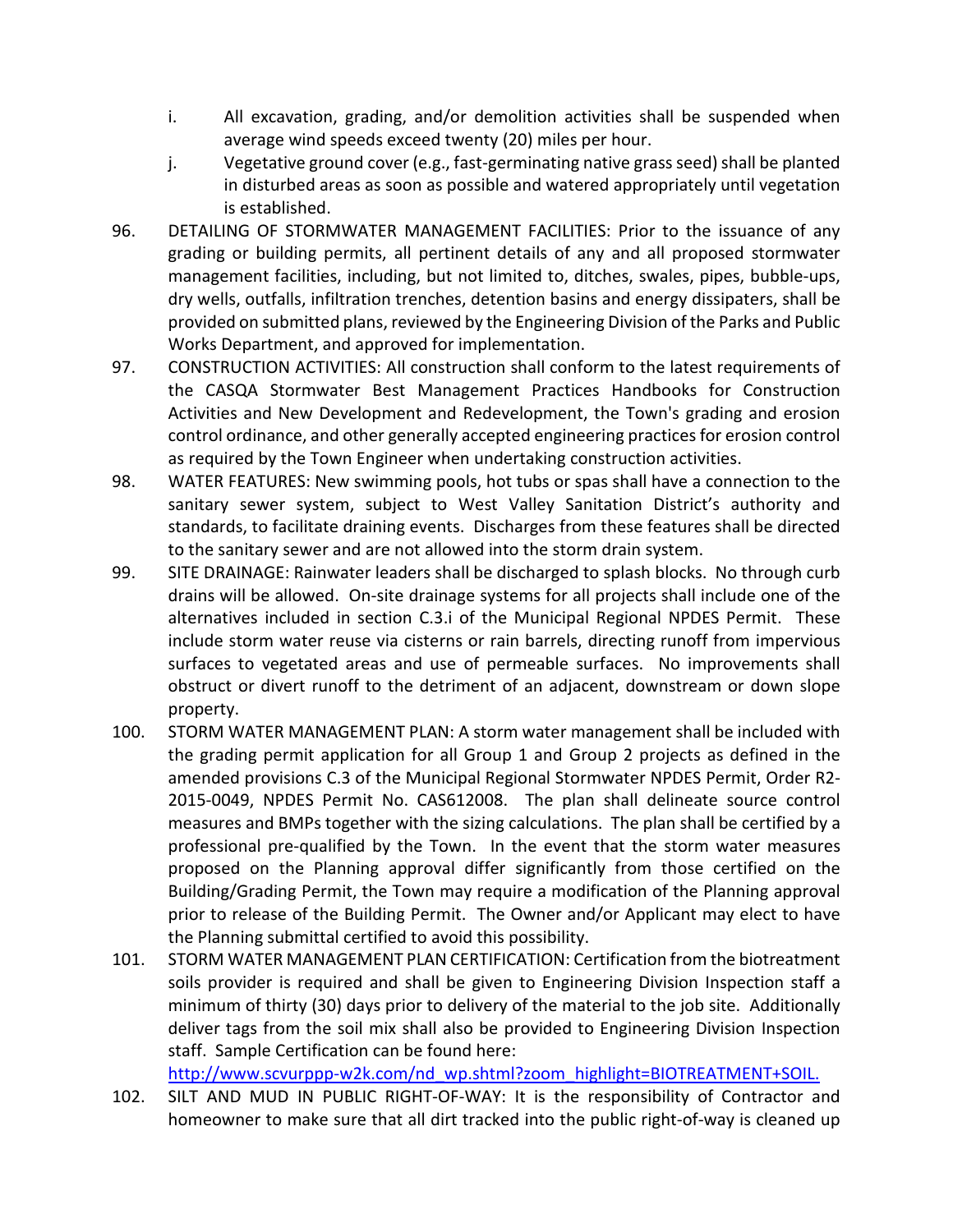i. All excavation, grading, and/or demolition activities shall be suspended when average wind speeds exceed twenty (20) miles per hour.
   j. Vegetative ground cover (e.g., fast-germinating native grass seed) shall be planted in disturbed areas as soon as possible and watered appropriately until vegetation is established.

96. DETAILING OF STORMWATER MANAGEMENT FACILITIES: Prior to the issuance of any grading or building permits, all pertinent details of any and all proposed stormwater management facilities, including, but not limited to, ditches, swales, pipes, bubble-ups, dry wells, outfalls, infiltration trenches, detention basins and energy dissipaters, shall be provided on submitted plans, reviewed by the Engineering Division of the Parks and Public Works Department, and approved for implementation.

97. CONSTRUCTION ACTIVITIES: All construction shall conform to the latest requirements of the CASQA Stormwater Best Management Practices Handbooks for Construction Activities and New Development and Redevelopment, the Town's grading and erosion control ordinance, and other generally accepted engineering practices for erosion control as required by the Town Engineer when undertaking construction activities.

98. WATER FEATURES: New swimming pools, hot tubs or spas shall have a connection to the sanitary sewer system, subject to West Valley Sanitation District's authority and standards, to facilitate draining events. Discharges from these features shall be directed to the sanitary sewer and are not allowed into the storm drain system.

99. SITE DRAINAGE: Rainwater leaders shall be discharged to splash blocks. No through curb drains will be allowed. On-site drainage systems for all projects shall include one of the alternatives included in section C.3.i of the Municipal Regional NPDES Permit. These include storm water reuse via cisterns or rain barrels, directing runoff from impervious surfaces to vegetated areas and use of permeable surfaces. No improvements shall obstruct or divert runoff to the detriment of an adjacent, downstream or down slope property.

100. STORM WATER MANAGEMENT PLAN: A storm water management shall be included with the grading permit application for all Group 1 and Group 2 projects as defined in the amended provisions C.3 of the Municipal Regional Stormwater NPDES Permit, Order R2-2015-0049, NPDES Permit No. CAS612008. The plan shall delineate source control measures and BMPs together with the sizing calculations. The plan shall be certified by a professional pre-qualified by the Town. In the event that the storm water measures proposed on the Planning approval differ significantly from those certified on the Building/Grading Permit, the Town may require a modification of the Planning approval prior to release of the Building Permit. The Owner and/or Applicant may elect to have the Planning submittal certified to avoid this possibility.

101. STORM WATER MANAGEMENT PLAN CERTIFICATION: Certification from the biotreatment soils provider is required and shall be given to Engineering Division Inspection staff a minimum of thirty (30) days prior to delivery of the material to the job site. Additionally deliver tags from the soil mix shall also be provided to Engineering Division Inspection staff. Sample Certification can be found here: http://www.scvurppp-w2k.com/nd_wp.shtml?zoom_highlight=BIOTREATMENT+SOIL.

102. SILT AND MUD IN PUBLIC RIGHT-OF-WAY: It is the responsibility of Contractor and homeowner to make sure that all dirt tracked into the public right-of-way is cleaned up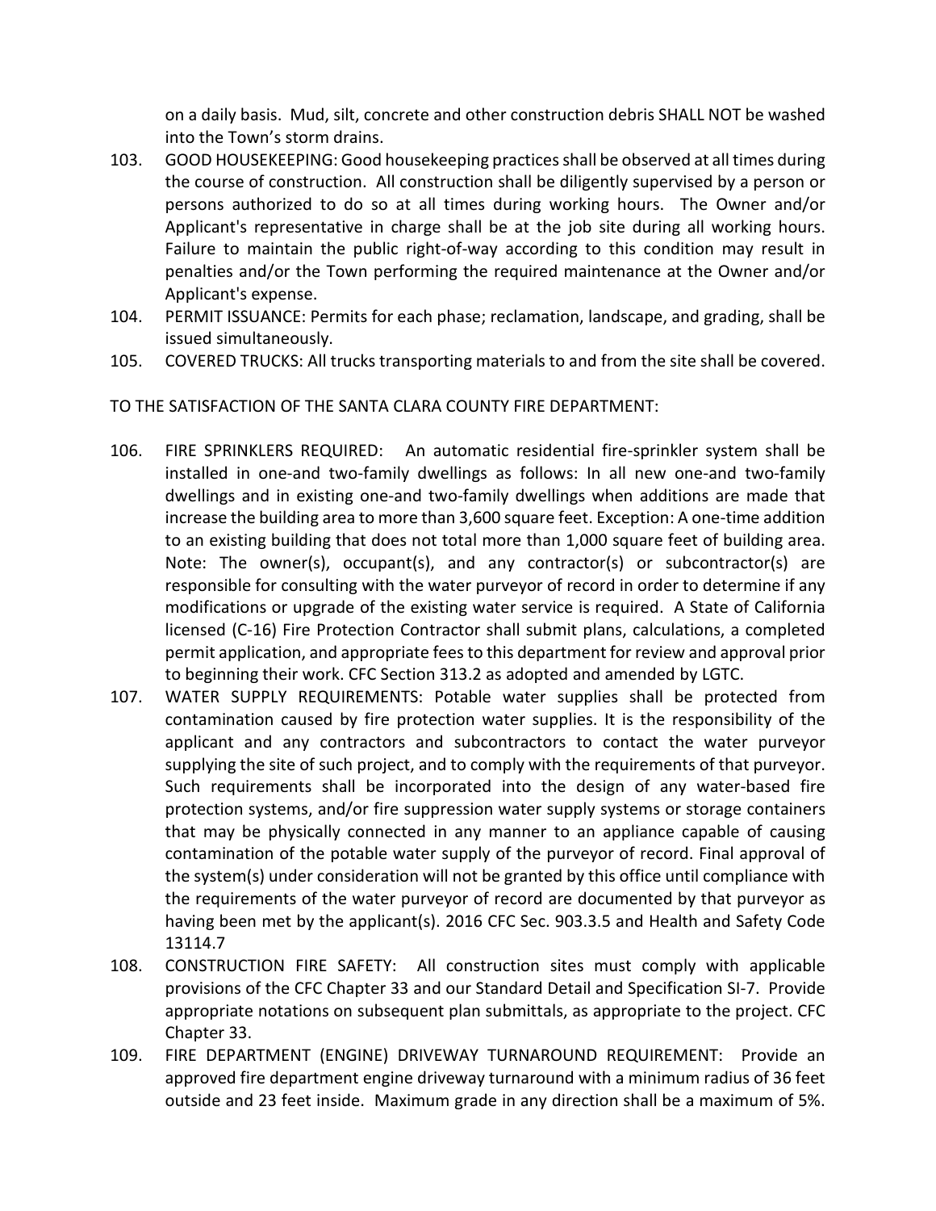on a daily basis. Mud, silt, concrete and other construction debris SHALL NOT be washed into the Town's storm drains.

103. GOOD HOUSEKEEPING: Good housekeeping practices shall be observed at all times during the course of construction. All construction shall be diligently supervised by a person or persons authorized to do so at all times during working hours. The Owner and/or Applicant's representative in charge shall be at the job site during all working hours. Failure to maintain the public right-of-way according to this condition may result in penalties and/or the Town performing the required maintenance at the Owner and/or Applicant's expense.
104. PERMIT ISSUANCE: Permits for each phase; reclamation, landscape, and grading, shall be issued simultaneously.
105. COVERED TRUCKS: All trucks transporting materials to and from the site shall be covered.

TO THE SATISFACTION OF THE SANTA CLARA COUNTY FIRE DEPARTMENT:

106. FIRE SPRINKLERS REQUIRED: An automatic residential fire-sprinkler system shall be installed in one-and two-family dwellings as follows: In all new one-and two-family dwellings and in existing one-and two-family dwellings when additions are made that increase the building area to more than 3,600 square feet. Exception: A one-time addition to an existing building that does not total more than 1,000 square feet of building area. Note: The owner(s), occupant(s), and any contractor(s) or subcontractor(s) are responsible for consulting with the water purveyor of record in order to determine if any modifications or upgrade of the existing water service is required. A State of California licensed (C-16) Fire Protection Contractor shall submit plans, calculations, a completed permit application, and appropriate fees to this department for review and approval prior to beginning their work. CFC Section 313.2 as adopted and amended by LGTC.
107. WATER SUPPLY REQUIREMENTS: Potable water supplies shall be protected from contamination caused by fire protection water supplies. It is the responsibility of the applicant and any contractors and subcontractors to contact the water purveyor supplying the site of such project, and to comply with the requirements of that purveyor. Such requirements shall be incorporated into the design of any water-based fire protection systems, and/or fire suppression water supply systems or storage containers that may be physically connected in any manner to an appliance capable of causing contamination of the potable water supply of the purveyor of record. Final approval of the system(s) under consideration will not be granted by this office until compliance with the requirements of the water purveyor of record are documented by that purveyor as having been met by the applicant(s). 2016 CFC Sec. 903.3.5 and Health and Safety Code 13114.7
108. CONSTRUCTION FIRE SAFETY: All construction sites must comply with applicable provisions of the CFC Chapter 33 and our Standard Detail and Specification SI-7. Provide appropriate notations on subsequent plan submittals, as appropriate to the project. CFC Chapter 33.
109. FIRE DEPARTMENT (ENGINE) DRIVEWAY TURNAROUND REQUIREMENT: Provide an approved fire department engine driveway turnaround with a minimum radius of 36 feet outside and 23 feet inside. Maximum grade in any direction shall be a maximum of 5%.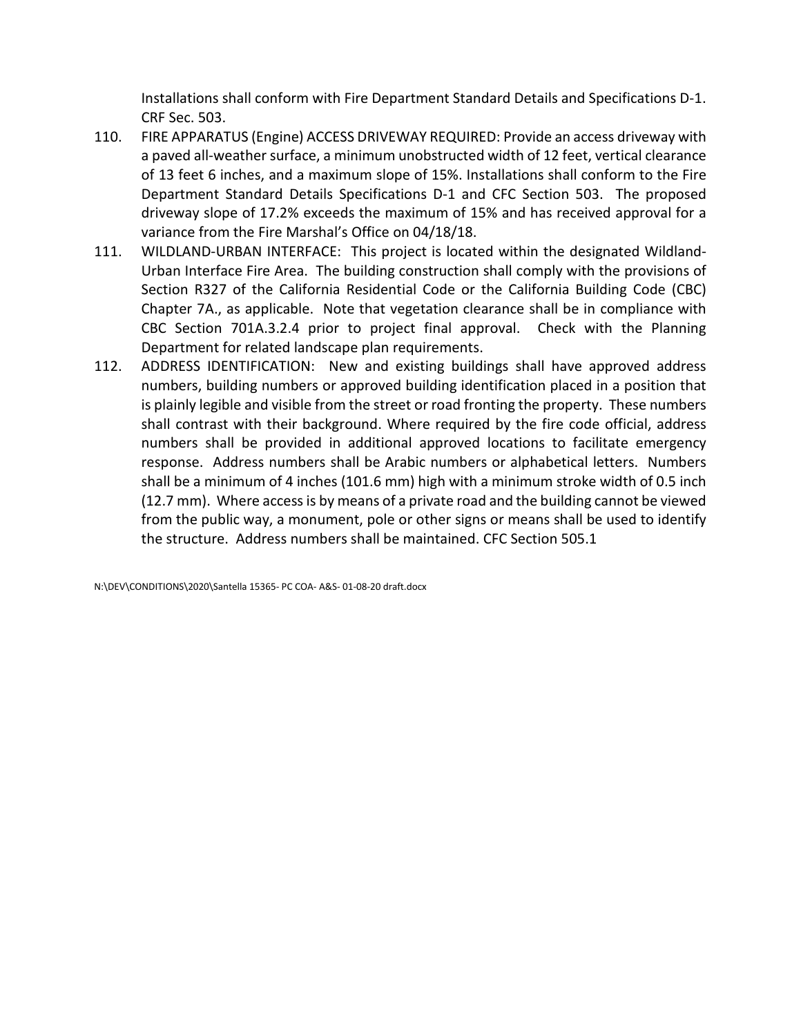Installations shall conform with Fire Department Standard Details and Specifications D-1. CRF Sec. 503.

110. FIRE APPARATUS (Engine) ACCESS DRIVEWAY REQUIRED: Provide an access driveway with a paved all-weather surface, a minimum unobstructed width of 12 feet, vertical clearance of 13 feet 6 inches, and a maximum slope of 15%. Installations shall conform to the Fire Department Standard Details Specifications D-1 and CFC Section 503. The proposed driveway slope of 17.2% exceeds the maximum of 15% and has received approval for a variance from the Fire Marshal's Office on 04/18/18.

111. WILDLAND-URBAN INTERFACE: This project is located within the designated Wildland-Urban Interface Fire Area. The building construction shall comply with the provisions of Section R327 of the California Residential Code or the California Building Code (CBC) Chapter 7A., as applicable. Note that vegetation clearance shall be in compliance with CBC Section 701A.3.2.4 prior to project final approval. Check with the Planning Department for related landscape plan requirements.

112. ADDRESS IDENTIFICATION: New and existing buildings shall have approved address numbers, building numbers or approved building identification placed in a position that is plainly legible and visible from the street or road fronting the property. These numbers shall contrast with their background. Where required by the fire code official, address numbers shall be provided in additional approved locations to facilitate emergency response. Address numbers shall be Arabic numbers or alphabetical letters. Numbers shall be a minimum of 4 inches (101.6 mm) high with a minimum stroke width of 0.5 inch (12.7 mm). Where access is by means of a private road and the building cannot be viewed from the public way, a monument, pole or other signs or means shall be used to identify the structure. Address numbers shall be maintained. CFC Section 505.1

N:\DEV\CONDITIONS\2020\Santella 15365- PC COA- A&S- 01-08-20 draft.docx